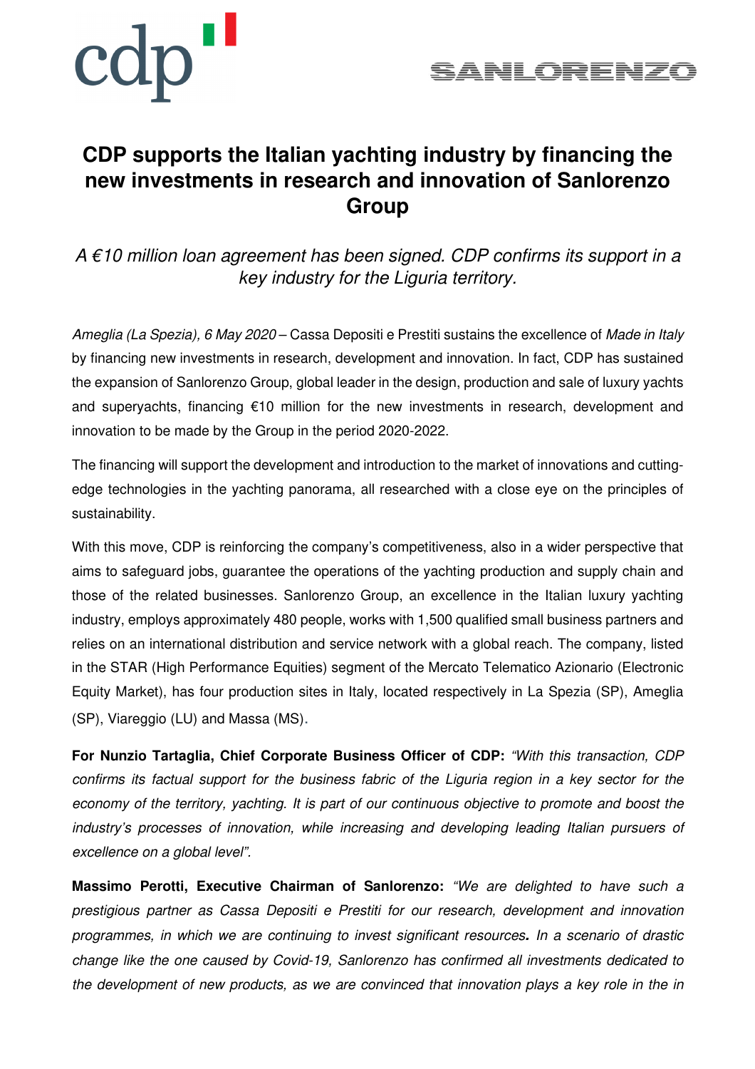# CDP supports the Italian yachting industry by financing the new investments in research and innovation of Sanlorenzo Group

*A €10 million loan agreement has been signed. CDP confirms its support in a key industry for the Liguria territory.*

*Ameglia (La Spezia), 6 May 2020* – Cassa Depositi e Prestiti sustains the excellence of *Made in Italy* by financing new investments in research, development and innovation. In fact, CDP has sustained the expansion of Sanlorenzo Group, global leader in the design, production and sale of luxury yachts and superyachts, financing €10 million for the new investments in research, development and innovation to be made by the Group in the period 2020-2022.

The financing will support the development and introduction to the market of innovations and cutting-edge technologies in the yachting panorama, all researched with a close eye on the principles of sustainability.

With this move, CDP is reinforcing the company's competitiveness, also in a wider perspective that aims to safeguard jobs, guarantee the operations of the yachting production and supply chain and those of the related businesses. Sanlorenzo Group, an excellence in the Italian luxury yachting industry, employs approximately 480 people, works with 1,500 qualified small business partners and relies on an international distribution and service network with a global reach. The company, listed in the STAR (High Performance Equities) segment of the Mercato Telematico Azionario (Electronic Equity Market), has four production sites in Italy, located respectively in La Spezia (SP), Ameglia (SP), Viareggio (LU) and Massa (MS).

**For Nunzio Tartaglia, Chief Corporate Business Officer of CDP:** *"With this transaction, CDP confirms its factual support for the business fabric of the Liguria region in a key sector for the economy of the territory, yachting. It is part of our continuous objective to promote and boost the industry's processes of innovation, while increasing and developing leading Italian pursuers of excellence on a global level".*

**Massimo Perotti, Executive Chairman of Sanlorenzo:** *"We are delighted to have such a prestigious partner as Cassa Depositi e Prestiti for our research, development and innovation programmes, in which we are continuing to invest significant resources. In a scenario of drastic change like the one caused by Covid-19, Sanlorenzo has confirmed all investments dedicated to the development of new products, as we are convinced that innovation plays a key role in the in*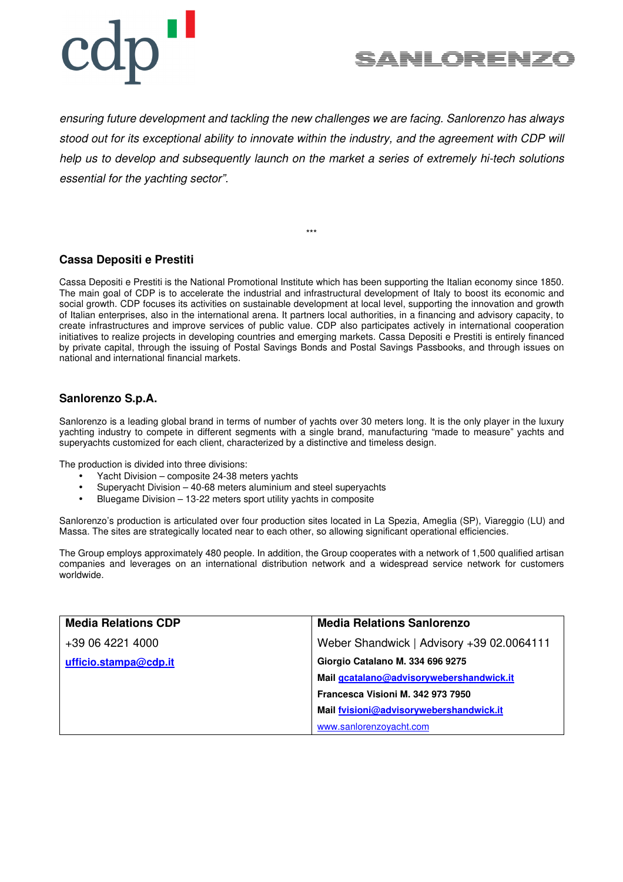*ensuring future development and tackling the new challenges we are facing. Sanlorenzo has always stood out for its exceptional ability to innovate within the industry, and the agreement with CDP will help us to develop and subsequently launch on the market a series of extremely hi-tech solutions essential for the yachting sector".*

\*\*\*

## Cassa Depositi e Prestiti

Cassa Depositi e Prestiti is the National Promotional Institute which has been supporting the Italian economy since 1850. The main goal of CDP is to accelerate the industrial and infrastructural development of Italy to boost its economic and social growth. CDP focuses its activities on sustainable development at local level, supporting the innovation and growth of Italian enterprises, also in the international arena. It partners local authorities, in a financing and advisory capacity, to create infrastructures and improve services of public value. CDP also participates actively in international cooperation initiatives to realize projects in developing countries and emerging markets. Cassa Depositi e Prestiti is entirely financed by private capital, through the issuing of Postal Savings Bonds and Postal Savings Passbooks, and through issues on national and international financial markets.

## Sanlorenzo S.p.A.

Sanlorenzo is a leading global brand in terms of number of yachts over 30 meters long. It is the only player in the luxury yachting industry to compete in different segments with a single brand, manufacturing "made to measure" yachts and superyachts customized for each client, characterized by a distinctive and timeless design.

The production is divided into three divisions:

- Yacht Division – composite 24-38 meters yachts
- Superyacht Division – 40-68 meters aluminium and steel superyachts
- Bluegame Division – 13-22 meters sport utility yachts in composite

Sanlorenzo's production is articulated over four production sites located in La Spezia, Ameglia (SP), Viareggio (LU) and Massa. The sites are strategically located near to each other, so allowing significant operational efficiencies.

The Group employs approximately 480 people. In addition, the Group cooperates with a network of 1,500 qualified artisan companies and leverages on an international distribution network and a widespread service network for customers worldwide.

| **Media Relations CDP** | **Media Relations Sanlorenzo** |
|---|---|
| +39 06 4221 4000 | Weber Shandwick \| Advisory +39 02.0064111 |
| **ufficio.stampa@cdp.it** | **Giorgio Catalano M. 334 696 9275** |
| | **Mail gcatalano@advisorywebershandwick.it** |
| | **Francesca Visioni M. 342 973 7950** |
| | **Mail fvisioni@advisorywebershandwick.it** |
| | www.sanlorenzoyacht.com |